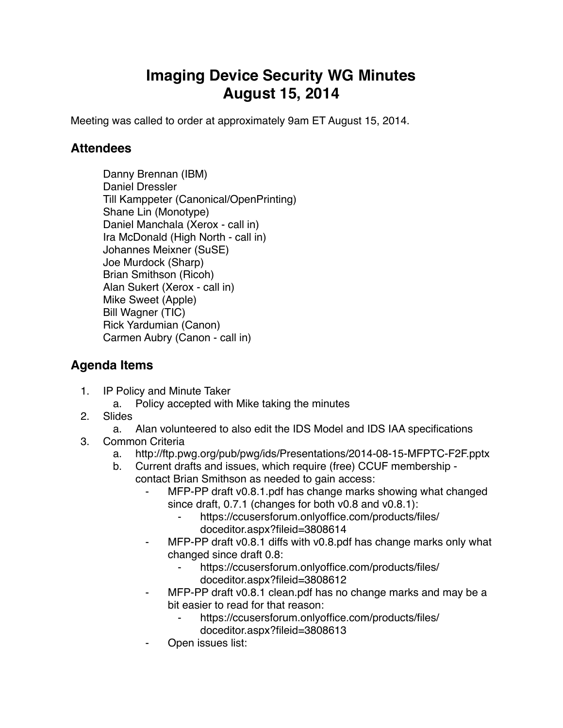# Imaging Device Security WG Minutes
# August 15, 2014

Meeting was called to order at approximately 9am ET August 15, 2014.

## Attendees

Danny Brennan (IBM)
Daniel Dressler
Till Kamppeter (Canonical/OpenPrinting)
Shane Lin (Monotype)
Daniel Manchala (Xerox - call in)
Ira McDonald (High North - call in)
Johannes Meixner (SuSE)
Joe Murdock (Sharp)
Brian Smithson (Ricoh)
Alan Sukert (Xerox - call in)
Mike Sweet (Apple)
Bill Wagner (TIC)
Rick Yardumian (Canon)
Carmen Aubry (Canon - call in)

## Agenda Items

1. IP Policy and Minute Taker
   a. Policy accepted with Mike taking the minutes
2. Slides
   a. Alan volunteered to also edit the IDS Model and IDS IAA specifications
3. Common Criteria
   a. http://ftp.pwg.org/pub/pwg/ids/Presentations/2014-08-15-MFPTC-F2F.pptx
   b. Current drafts and issues, which require (free) CCUF membership - contact Brian Smithson as needed to gain access:
      - MFP-PP draft v0.8.1.pdf has change marks showing what changed since draft, 0.7.1 (changes for both v0.8 and v0.8.1):
        - https://ccusersforum.onlyoffice.com/products/files/doceditor.aspx?fileid=3808614
      - MFP-PP draft v0.8.1 diffs with v0.8.pdf has change marks only what changed since draft 0.8:
        - https://ccusersforum.onlyoffice.com/products/files/doceditor.aspx?fileid=3808612
      - MFP-PP draft v0.8.1 clean.pdf has no change marks and may be a bit easier to read for that reason:
        - https://ccusersforum.onlyoffice.com/products/files/doceditor.aspx?fileid=3808613
      - Open issues list: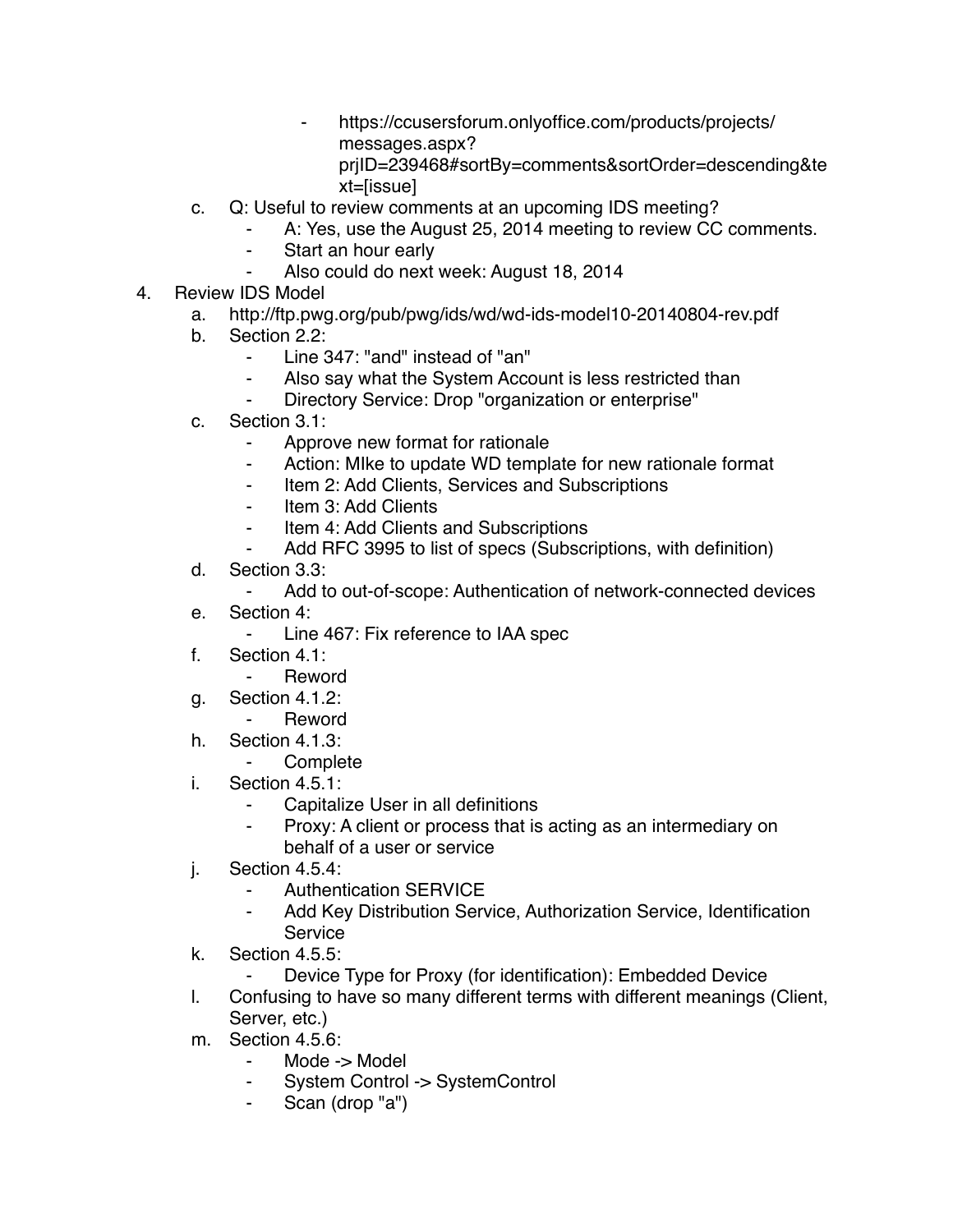- https://ccusersforum.onlyoffice.com/products/projects/messages.aspx?prjID=239468#sortBy=comments&sortOrder=descending&text=[issue]
   c. Q: Useful to review comments at an upcoming IDS meeting?
      - A: Yes, use the August 25, 2014 meeting to review CC comments.
      - Start an hour early
      - Also could do next week: August 18, 2014

4. Review IDS Model
   a. http://ftp.pwg.org/pub/pwg/ids/wd/wd-ids-model10-20140804-rev.pdf
   b. Section 2.2:
      - Line 347: "and" instead of "an"
      - Also say what the System Account is less restricted than
      - Directory Service: Drop "organization or enterprise"
   c. Section 3.1:
      - Approve new format for rationale
      - Action: MIke to update WD template for new rationale format
      - Item 2: Add Clients, Services and Subscriptions
      - Item 3: Add Clients
      - Item 4: Add Clients and Subscriptions
      - Add RFC 3995 to list of specs (Subscriptions, with definition)
   d. Section 3.3:
      - Add to out-of-scope: Authentication of network-connected devices
   e. Section 4:
      - Line 467: Fix reference to IAA spec
   f. Section 4.1:
      - Reword
   g. Section 4.1.2:
      - Reword
   h. Section 4.1.3:
      - Complete
   i. Section 4.5.1:
      - Capitalize User in all definitions
      - Proxy: A client or process that is acting as an intermediary on behalf of a user or service
   j. Section 4.5.4:
      - Authentication SERVICE
      - Add Key Distribution Service, Authorization Service, Identification Service
   k. Section 4.5.5:
      - Device Type for Proxy (for identification): Embedded Device
   l. Confusing to have so many different terms with different meanings (Client, Server, etc.)
   m. Section 4.5.6:
      - Mode -> Model
      - System Control -> SystemControl
      - Scan (drop "a")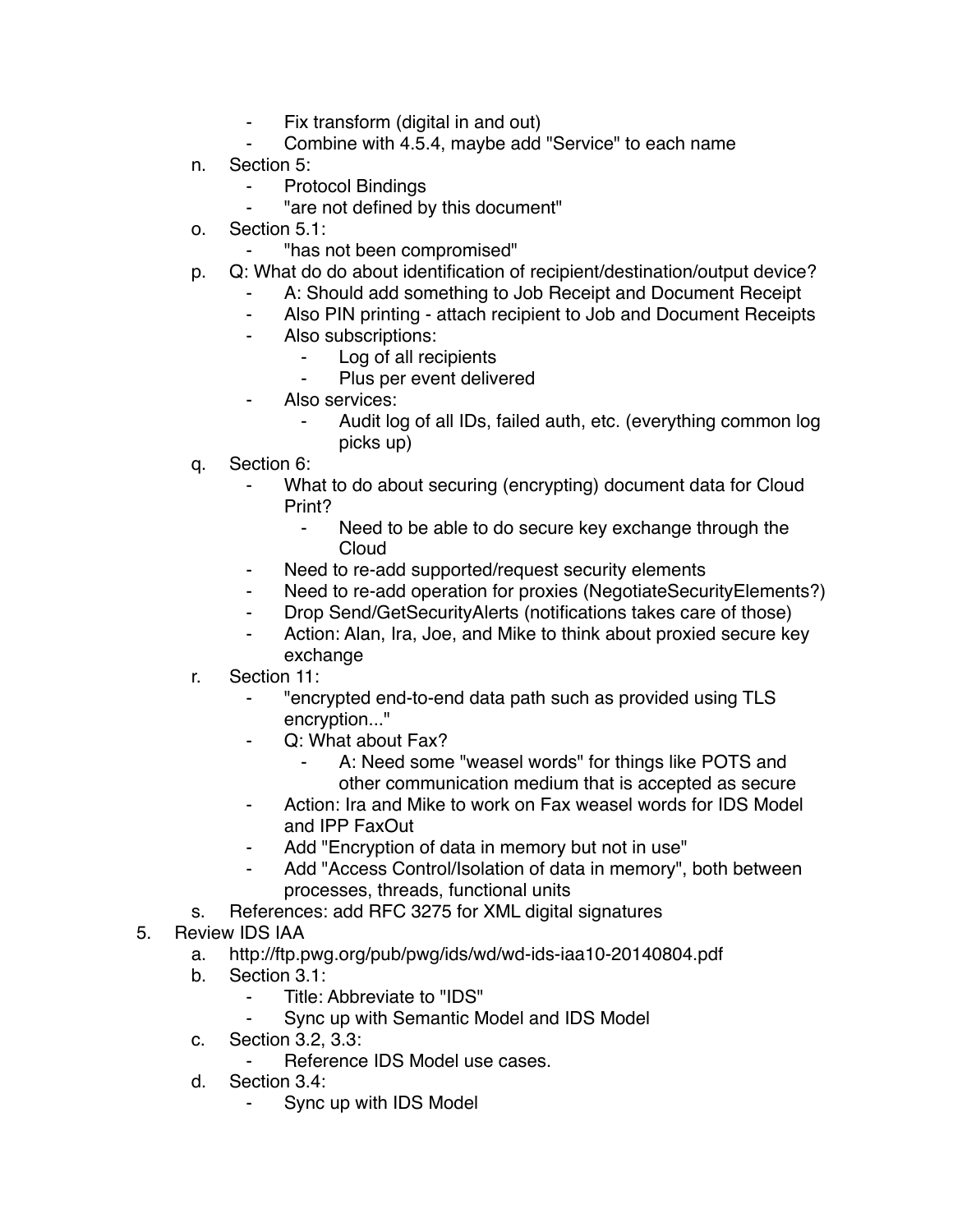- Fix transform (digital in and out)
        - Combine with 4.5.4, maybe add "Service" to each name
    n. Section 5:
        - Protocol Bindings
        - "are not defined by this document"
    o. Section 5.1:
        - "has not been compromised"
    p. Q: What do do about identification of recipient/destination/output device?
        - A: Should add something to Job Receipt and Document Receipt
        - Also PIN printing - attach recipient to Job and Document Receipts
        - Also subscriptions:
            - Log of all recipients
            - Plus per event delivered
        - Also services:
            - Audit log of all IDs, failed auth, etc. (everything common log picks up)
    q. Section 6:
        - What to do about securing (encrypting) document data for Cloud Print?
            - Need to be able to do secure key exchange through the Cloud
        - Need to re-add supported/request security elements
        - Need to re-add operation for proxies (NegotiateSecurityElements?)
        - Drop Send/GetSecurityAlerts (notifications takes care of those)
        - Action: Alan, Ira, Joe, and Mike to think about proxied secure key exchange
    r. Section 11:
        - "encrypted end-to-end data path such as provided using TLS encryption..."
        - Q: What about Fax?
            - A: Need some "weasel words" for things like POTS and other communication medium that is accepted as secure
        - Action: Ira and Mike to work on Fax weasel words for IDS Model and IPP FaxOut
        - Add "Encryption of data in memory but not in use"
        - Add "Access Control/Isolation of data in memory", both between processes, threads, functional units
    s. References: add RFC 3275 for XML digital signatures

5. Review IDS IAA
    a. http://ftp.pwg.org/pub/pwg/ids/wd/wd-ids-iaa10-20140804.pdf
    b. Section 3.1:
        - Title: Abbreviate to "IDS"
        - Sync up with Semantic Model and IDS Model
    c. Section 3.2, 3.3:
        - Reference IDS Model use cases.
    d. Section 3.4:
        - Sync up with IDS Model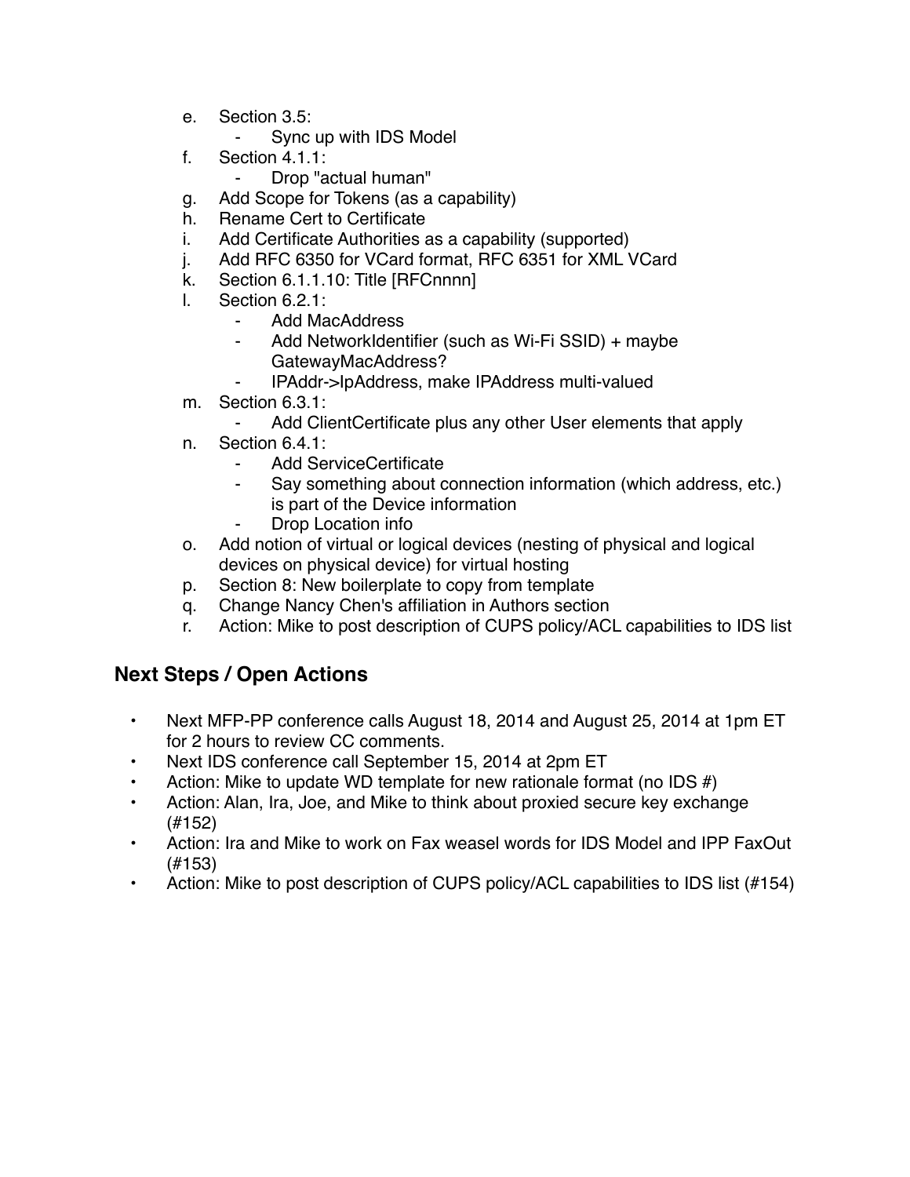e. Section 3.5:
    - Sync up with IDS Model
f. Section 4.1.1:
    - Drop "actual human"
g. Add Scope for Tokens (as a capability)
h. Rename Cert to Certificate
i. Add Certificate Authorities as a capability (supported)
j. Add RFC 6350 for VCard format, RFC 6351 for XML VCard
k. Section 6.1.1.10: Title [RFCnnnn]
l. Section 6.2.1:
    - Add MacAddress
    - Add NetworkIdentifier (such as Wi-Fi SSID) + maybe GatewayMacAddress?
    - IPAddr->IpAddress, make IPAddress multi-valued
m. Section 6.3.1:
    - Add ClientCertificate plus any other User elements that apply
n. Section 6.4.1:
    - Add ServiceCertificate
    - Say something about connection information (which address, etc.) is part of the Device information
    - Drop Location info
o. Add notion of virtual or logical devices (nesting of physical and logical devices on physical device) for virtual hosting
p. Section 8: New boilerplate to copy from template
q. Change Nancy Chen's affiliation in Authors section
r. Action: Mike to post description of CUPS policy/ACL capabilities to IDS list

## Next Steps / Open Actions

- Next MFP-PP conference calls August 18, 2014 and August 25, 2014 at 1pm ET for 2 hours to review CC comments.
- Next IDS conference call September 15, 2014 at 2pm ET
- Action: Mike to update WD template for new rationale format (no IDS #)
- Action: Alan, Ira, Joe, and Mike to think about proxied secure key exchange (#152)
- Action: Ira and Mike to work on Fax weasel words for IDS Model and IPP FaxOut (#153)
- Action: Mike to post description of CUPS policy/ACL capabilities to IDS list (#154)